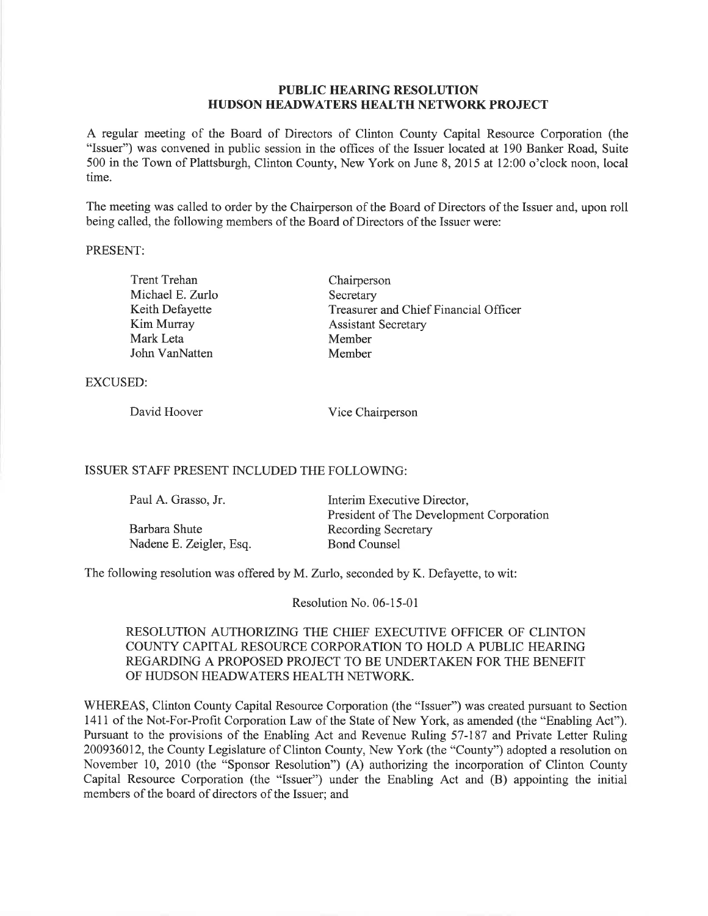**PUBLIC HEARING RESOLUTION**
**HUDSON HEADWATERS HEALTH NETWORK PROJECT**

A regular meeting of the Board of Directors of Clinton County Capital Resource Corporation (the "Issuer") was convened in public session in the offices of the Issuer located at 190 Banker Road, Suite 500 in the Town of Plattsburgh, Clinton County, New York on June 8, 2015 at 12:00 o'clock noon, local time.

The meeting was called to order by the Chairperson of the Board of Directors of the Issuer and, upon roll being called, the following members of the Board of Directors of the Issuer were:

PRESENT:

| | |
|---|---|
| Trent Trehan | Chairperson |
| Michael E. Zurlo | Secretary |
| Keith Defayette | Treasurer and Chief Financial Officer |
| Kim Murray | Assistant Secretary |
| Mark Leta | Member |
| John VanNatten | Member |

EXCUSED:

| | |
|---|---|
| David Hoover | Vice Chairperson |

ISSUER STAFF PRESENT INCLUDED THE FOLLOWING:

| | |
|---|---|
| Paul A. Grasso, Jr. | Interim Executive Director, President of The Development Corporation |
| Barbara Shute | Recording Secretary |
| Nadene E. Zeigler, Esq. | Bond Counsel |

The following resolution was offered by M. Zurlo, seconded by K. Defayette, to wit:

Resolution No. 06-15-01

RESOLUTION AUTHORIZING THE CHIEF EXECUTIVE OFFICER OF CLINTON COUNTY CAPITAL RESOURCE CORPORATION TO HOLD A PUBLIC HEARING REGARDING A PROPOSED PROJECT TO BE UNDERTAKEN FOR THE BENEFIT OF HUDSON HEADWATERS HEALTH NETWORK.

WHEREAS, Clinton County Capital Resource Corporation (the "Issuer") was created pursuant to Section 1411 of the Not-For-Profit Corporation Law of the State of New York, as amended (the "Enabling Act"). Pursuant to the provisions of the Enabling Act and Revenue Ruling 57-187 and Private Letter Ruling 200936012, the County Legislature of Clinton County, New York (the "County") adopted a resolution on November 10, 2010 (the "Sponsor Resolution") (A) authorizing the incorporation of Clinton County Capital Resource Corporation (the "Issuer") under the Enabling Act and (B) appointing the initial members of the board of directors of the Issuer; and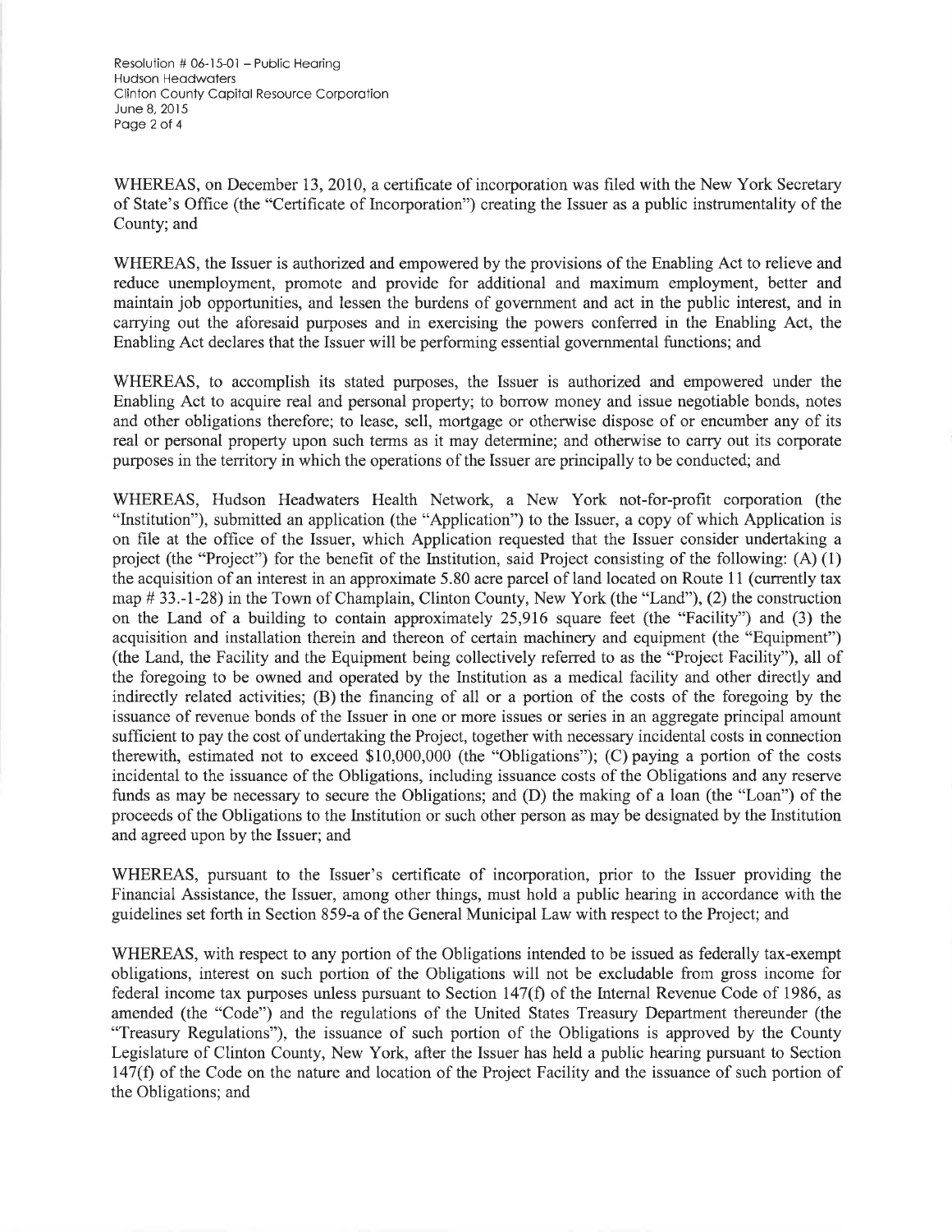WHEREAS, on December 13, 2010, a certificate of incorporation was filed with the New York Secretary of State's Office (the "Certificate of Incorporation") creating the Issuer as a public instrumentality of the County; and

WHEREAS, the Issuer is authorized and empowered by the provisions of the Enabling Act to relieve and reduce unemployment, promote and provide for additional and maximum employment, better and maintain job opportunities, and lessen the burdens of government and act in the public interest, and in carrying out the aforesaid purposes and in exercising the powers conferred in the Enabling Act, the Enabling Act declares that the Issuer will be performing essential governmental functions; and

WHEREAS, to accomplish its stated purposes, the Issuer is authorized and empowered under the Enabling Act to acquire real and personal property; to borrow money and issue negotiable bonds, notes and other obligations therefore; to lease, sell, mortgage or otherwise dispose of or encumber any of its real or personal property upon such terms as it may determine; and otherwise to carry out its corporate purposes in the territory in which the operations of the Issuer are principally to be conducted; and

WHEREAS, Hudson Headwaters Health Network, a New York not-for-profit corporation (the "Institution"), submitted an application (the "Application") to the Issuer, a copy of which Application is on file at the office of the Issuer, which Application requested that the Issuer consider undertaking a project (the "Project") for the benefit of the Institution, said Project consisting of the following: (A) (1) the acquisition of an interest in an approximate 5.80 acre parcel of land located on Route 11 (currently tax map # 33.-1-28) in the Town of Champlain, Clinton County, New York (the "Land"), (2) the construction on the Land of a building to contain approximately 25,916 square feet (the "Facility") and (3) the acquisition and installation therein and thereon of certain machinery and equipment (the "Equipment") (the Land, the Facility and the Equipment being collectively referred to as the "Project Facility"), all of the foregoing to be owned and operated by the Institution as a medical facility and other directly and indirectly related activities; (B) the financing of all or a portion of the costs of the foregoing by the issuance of revenue bonds of the Issuer in one or more issues or series in an aggregate principal amount sufficient to pay the cost of undertaking the Project, together with necessary incidental costs in connection therewith, estimated not to exceed $10,000,000 (the "Obligations"); (C) paying a portion of the costs incidental to the issuance of the Obligations, including issuance costs of the Obligations and any reserve funds as may be necessary to secure the Obligations; and (D) the making of a loan (the "Loan") of the proceeds of the Obligations to the Institution or such other person as may be designated by the Institution and agreed upon by the Issuer; and

WHEREAS, pursuant to the Issuer's certificate of incorporation, prior to the Issuer providing the Financial Assistance, the Issuer, among other things, must hold a public hearing in accordance with the guidelines set forth in Section 859-a of the General Municipal Law with respect to the Project; and

WHEREAS, with respect to any portion of the Obligations intended to be issued as federally tax-exempt obligations, interest on such portion of the Obligations will not be excludable from gross income for federal income tax purposes unless pursuant to Section 147(f) of the Internal Revenue Code of 1986, as amended (the "Code") and the regulations of the United States Treasury Department thereunder (the "Treasury Regulations"), the issuance of such portion of the Obligations is approved by the County Legislature of Clinton County, New York, after the Issuer has held a public hearing pursuant to Section 147(f) of the Code on the nature and location of the Project Facility and the issuance of such portion of the Obligations; and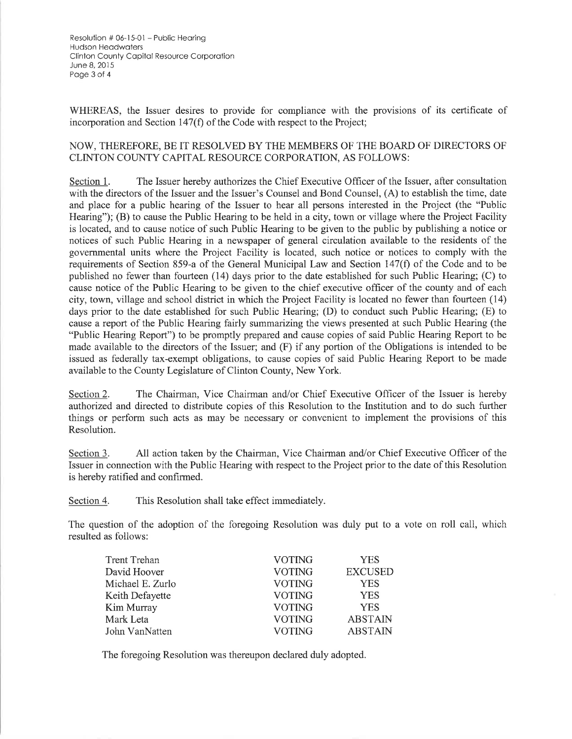WHEREAS, the Issuer desires to provide for compliance with the provisions of its certificate of incorporation and Section 147(f) of the Code with respect to the Project;

NOW, THEREFORE, BE IT RESOLVED BY THE MEMBERS OF THE BOARD OF DIRECTORS OF CLINTON COUNTY CAPITAL RESOURCE CORPORATION, AS FOLLOWS:

Section 1. The Issuer hereby authorizes the Chief Executive Officer of the Issuer, after consultation with the directors of the Issuer and the Issuer's Counsel and Bond Counsel, (A) to establish the time, date and place for a public hearing of the Issuer to hear all persons interested in the Project (the "Public Hearing"); (B) to cause the Public Hearing to be held in a city, town or village where the Project Facility is located, and to cause notice of such Public Hearing to be given to the public by publishing a notice or notices of such Public Hearing in a newspaper of general circulation available to the residents of the governmental units where the Project Facility is located, such notice or notices to comply with the requirements of Section 859-a of the General Municipal Law and Section 147(f) of the Code and to be published no fewer than fourteen (14) days prior to the date established for such Public Hearing; (C) to cause notice of the Public Hearing to be given to the chief executive officer of the county and of each city, town, village and school district in which the Project Facility is located no fewer than fourteen (14) days prior to the date established for such Public Hearing; (D) to conduct such Public Hearing; (E) to cause a report of the Public Hearing fairly summarizing the views presented at such Public Hearing (the "Public Hearing Report") to be promptly prepared and cause copies of said Public Hearing Report to be made available to the directors of the Issuer; and (F) if any portion of the Obligations is intended to be issued as federally tax-exempt obligations, to cause copies of said Public Hearing Report to be made available to the County Legislature of Clinton County, New York.

Section 2. The Chairman, Vice Chairman and/or Chief Executive Officer of the Issuer is hereby authorized and directed to distribute copies of this Resolution to the Institution and to do such further things or perform such acts as may be necessary or convenient to implement the provisions of this Resolution.

Section 3. All action taken by the Chairman, Vice Chairman and/or Chief Executive Officer of the Issuer in connection with the Public Hearing with respect to the Project prior to the date of this Resolution is hereby ratified and confirmed.

Section 4. This Resolution shall take effect immediately.

The question of the adoption of the foregoing Resolution was duly put to a vote on roll call, which resulted as follows:

| | | |
|---|---|---|
| Trent Trehan | VOTING | YES |
| David Hoover | VOTING | EXCUSED |
| Michael E. Zurlo | VOTING | YES |
| Keith Defayette | VOTING | YES |
| Kim Murray | VOTING | YES |
| Mark Leta | VOTING | ABSTAIN |
| John VanNatten | VOTING | ABSTAIN |

The foregoing Resolution was thereupon declared duly adopted.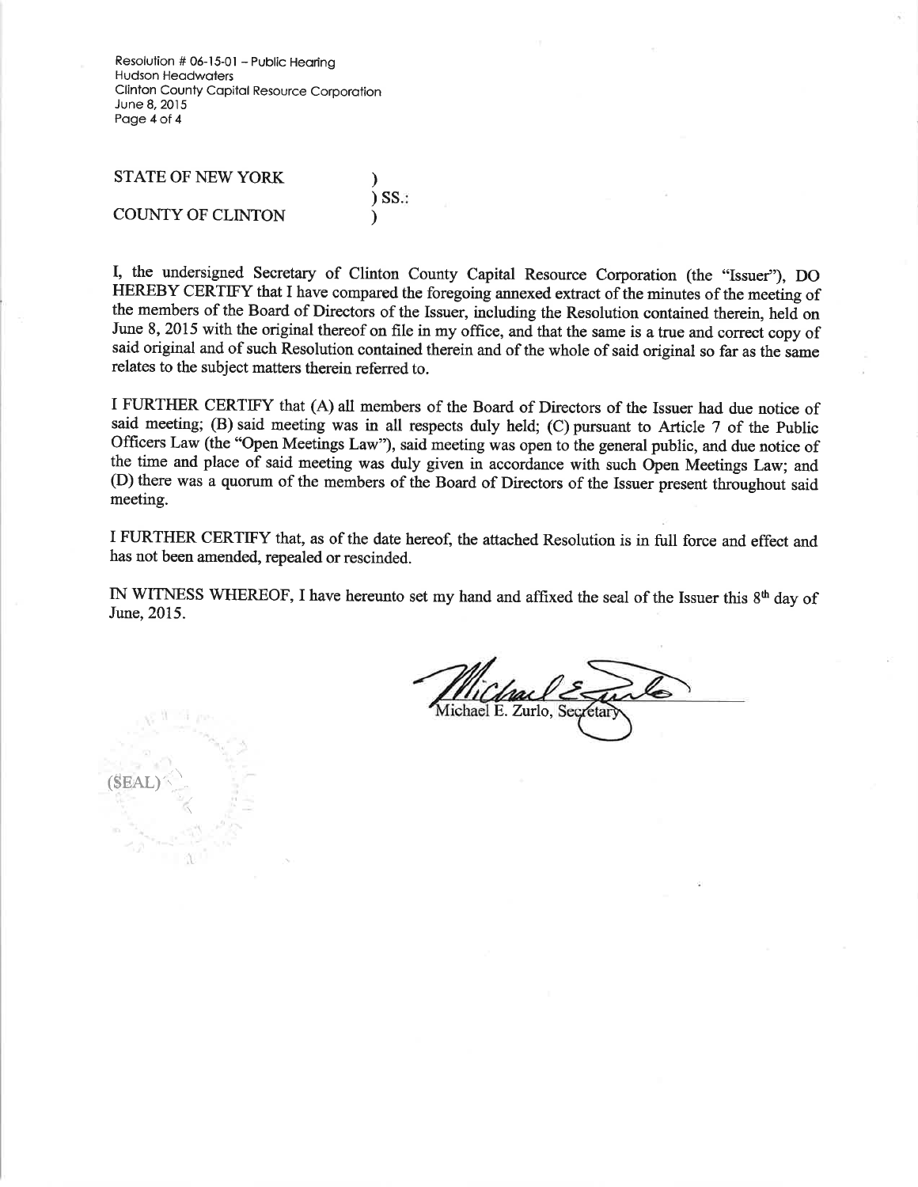STATE OF NEW YORK )
) SS.:
COUNTY OF CLINTON )

I, the undersigned Secretary of Clinton County Capital Resource Corporation (the "Issuer"), DO HEREBY CERTIFY that I have compared the foregoing annexed extract of the minutes of the meeting of the members of the Board of Directors of the Issuer, including the Resolution contained therein, held on June 8, 2015 with the original thereof on file in my office, and that the same is a true and correct copy of said original and of such Resolution contained therein and of the whole of said original so far as the same relates to the subject matters therein referred to.

I FURTHER CERTIFY that (A) all members of the Board of Directors of the Issuer had due notice of said meeting; (B) said meeting was in all respects duly held; (C) pursuant to Article 7 of the Public Officers Law (the "Open Meetings Law"), said meeting was open to the general public, and due notice of the time and place of said meeting was duly given in accordance with such Open Meetings Law; and (D) there was a quorum of the members of the Board of Directors of the Issuer present throughout said meeting.

I FURTHER CERTIFY that, as of the date hereof, the attached Resolution is in full force and effect and has not been amended, repealed or rescinded.

IN WITNESS WHEREOF, I have hereunto set my hand and affixed the seal of the Issuer this 8th day of June, 2015.

Michael E. Zurlo, Secretary

(SEAL)